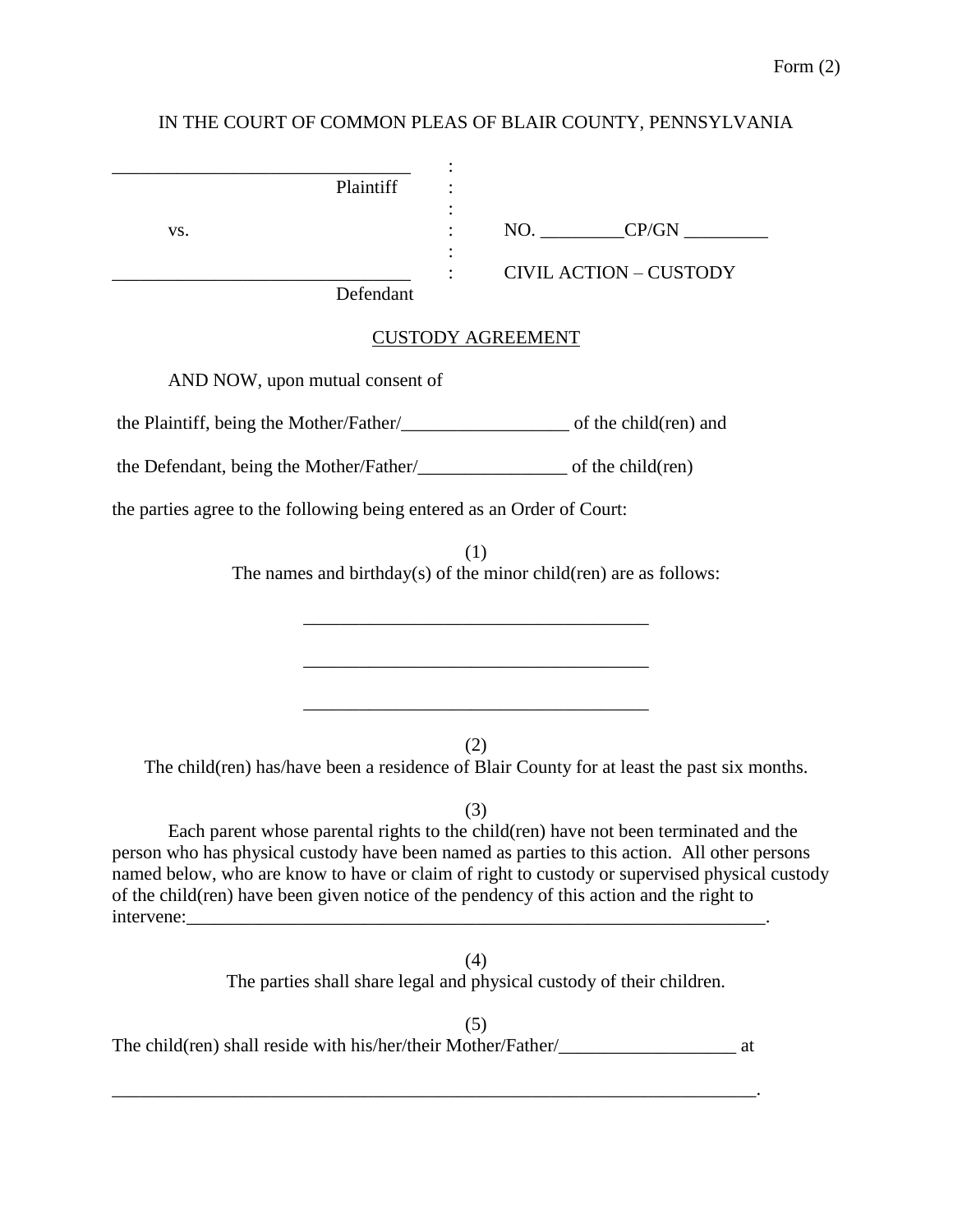Form (2)

IN THE COURT OF COMMON PLEAS OF BLAIR COUNTY, PENNSYLVANIA

| | | |
|---|---|---|
| _______________________________ Plaintiff | : | |
| vs. | : | NO. _________CP/GN _________ |
| _______________________________ Defendant | : | CIVIL ACTION – CUSTODY |

CUSTODY AGREEMENT

AND NOW, upon mutual consent of

the Plaintiff, being the Mother/Father/__________________ of the child(ren) and

the Defendant, being the Mother/Father/________________ of the child(ren)

the parties agree to the following being entered as an Order of Court:

(1)

The names and birthday(s) of the minor child(ren) are as follows:

_____________________________________

_____________________________________

_____________________________________

(2)

The child(ren) has/have been a residence of Blair County for at least the past six months.

(3)

Each parent whose parental rights to the child(ren) have not been terminated and the person who has physical custody have been named as parties to this action. All other persons named below, who are know to have or claim of right to custody or supervised physical custody of the child(ren) have been given notice of the pendency of this action and the right to intervene:_______________________________________________________________.

(4)

The parties shall share legal and physical custody of their children.

(5)

The child(ren) shall reside with his/her/their Mother/Father/___________________ at

_______________________________________________________________________.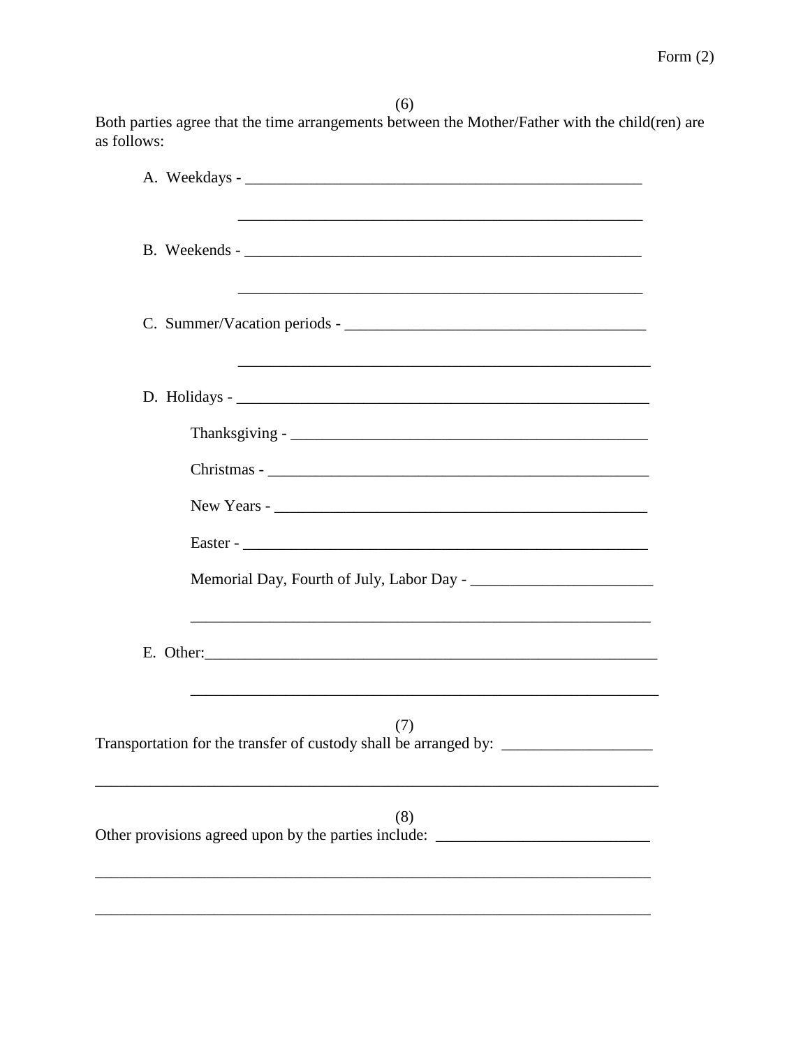(6)

Both parties agree that the time arrangements between the Mother/Father with the child(ren) are as follows:

A. Weekdays - ____________________________________________________

____________________________________________________

B. Weekends - ____________________________________________________

____________________________________________________

C. Summer/Vacation periods - ________________________________________

____________________________________________________

D. Holidays - ____________________________________________________

Thanksgiving - ____________________________________________

Christmas - ______________________________________________

New Years - ______________________________________________

Easter - ________________________________________________

Memorial Day, Fourth of July, Labor Day - ______________________

____________________________________________________

E. Other:____________________________________________________

____________________________________________________

(7)

Transportation for the transfer of custody shall be arranged by: __________________

__________________________________________________________________________

(8)

Other provisions agreed upon by the parties include: __________________________

__________________________________________________________________________

__________________________________________________________________________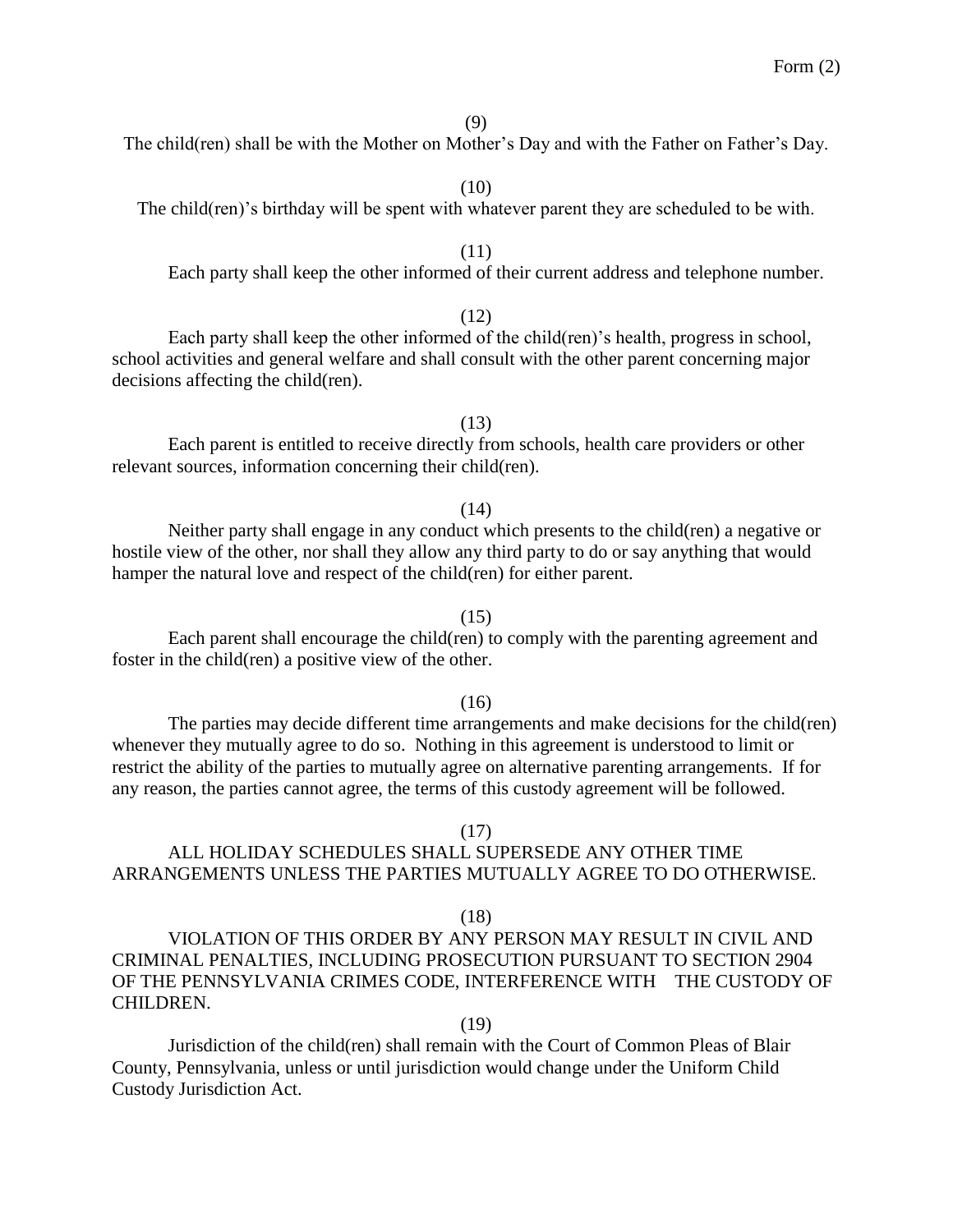Form (2)

(9)

The child(ren) shall be with the Mother on Mother's Day and with the Father on Father's Day.

(10)

The child(ren)'s birthday will be spent with whatever parent they are scheduled to be with.

(11)

Each party shall keep the other informed of their current address and telephone number.

(12)

Each party shall keep the other informed of the child(ren)'s health, progress in school, school activities and general welfare and shall consult with the other parent concerning major decisions affecting the child(ren).

(13)

Each parent is entitled to receive directly from schools, health care providers or other relevant sources, information concerning their child(ren).

(14)

Neither party shall engage in any conduct which presents to the child(ren) a negative or hostile view of the other, nor shall they allow any third party to do or say anything that would hamper the natural love and respect of the child(ren) for either parent.

(15)

Each parent shall encourage the child(ren) to comply with the parenting agreement and foster in the child(ren) a positive view of the other.

(16)

The parties may decide different time arrangements and make decisions for the child(ren) whenever they mutually agree to do so. Nothing in this agreement is understood to limit or restrict the ability of the parties to mutually agree on alternative parenting arrangements. If for any reason, the parties cannot agree, the terms of this custody agreement will be followed.

(17)

ALL HOLIDAY SCHEDULES SHALL SUPERSEDE ANY OTHER TIME ARRANGEMENTS UNLESS THE PARTIES MUTUALLY AGREE TO DO OTHERWISE.

(18)

VIOLATION OF THIS ORDER BY ANY PERSON MAY RESULT IN CIVIL AND CRIMINAL PENALTIES, INCLUDING PROSECUTION PURSUANT TO SECTION 2904 OF THE PENNSYLVANIA CRIMES CODE, INTERFERENCE WITH THE CUSTODY OF CHILDREN.

(19)

Jurisdiction of the child(ren) shall remain with the Court of Common Pleas of Blair County, Pennsylvania, unless or until jurisdiction would change under the Uniform Child Custody Jurisdiction Act.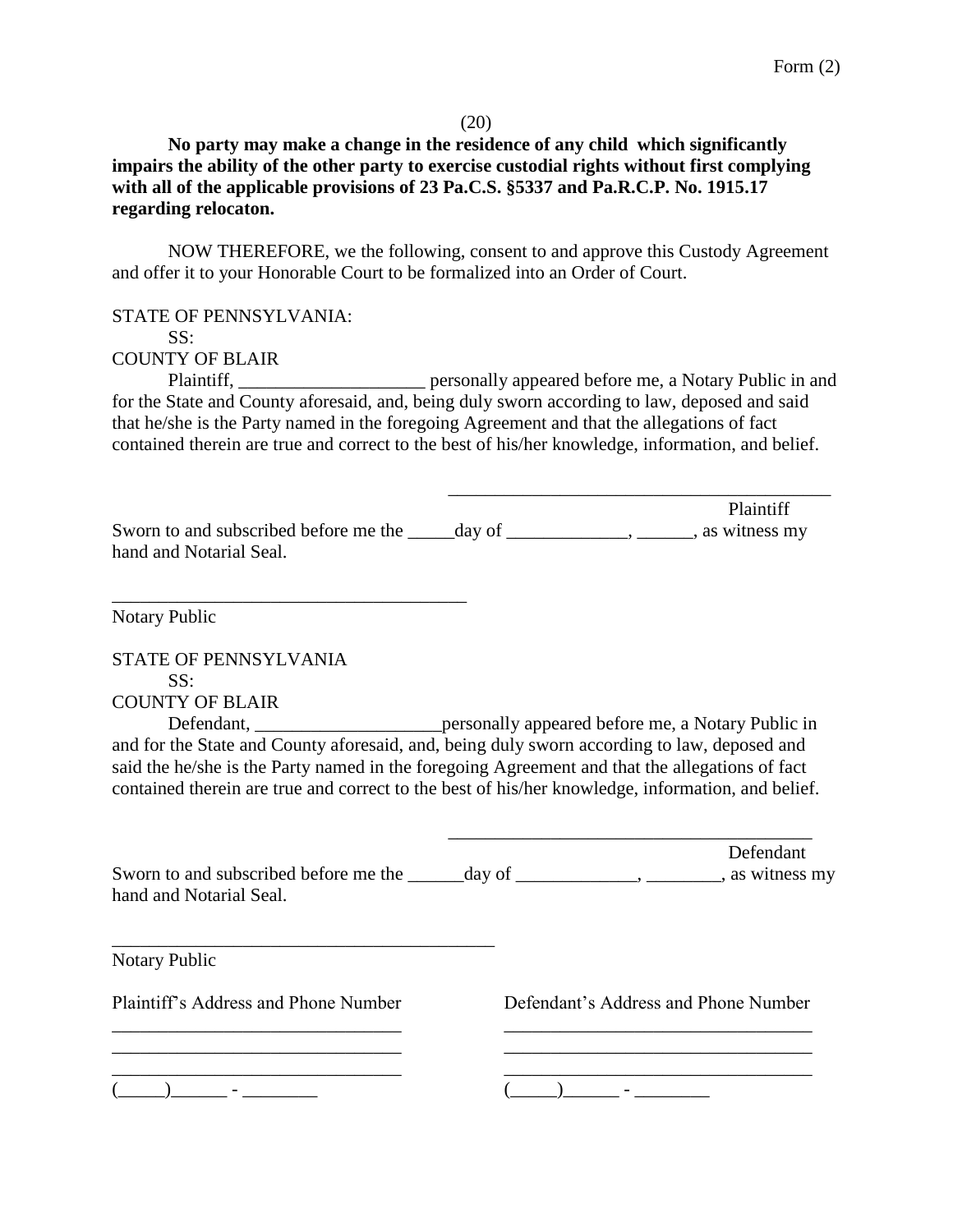(20)

**No party may make a change in the residence of any child which significantly impairs the ability of the other party to exercise custodial rights without first complying with all of the applicable provisions of 23 Pa.C.S. §5337 and Pa.R.C.P. No. 1915.17 regarding relocaton.**

NOW THEREFORE, we the following, consent to and approve this Custody Agreement and offer it to your Honorable Court to be formalized into an Order of Court.

STATE OF PENNSYLVANIA:
SS:
COUNTY OF BLAIR

Plaintiff, ____________________ personally appeared before me, a Notary Public in and for the State and County aforesaid, and, being duly sworn according to law, deposed and said that he/she is the Party named in the foregoing Agreement and that the allegations of fact contained therein are true and correct to the best of his/her knowledge, information, and belief.

_________________________________________
Plaintiff

Sworn to and subscribed before me the _____day of _____________, ______, as witness my hand and Notarial Seal.

_______________________________________
Notary Public

STATE OF PENNSYLVANIA
SS:
COUNTY OF BLAIR

Defendant, ____________________personally appeared before me, a Notary Public in and for the State and County aforesaid, and, being duly sworn according to law, deposed and said the he/she is the Party named in the foregoing Agreement and that the allegations of fact contained therein are true and correct to the best of his/her knowledge, information, and belief.

_______________________________________
Defendant

Sworn to and subscribed before me the ______day of _____________, ________, as witness my hand and Notarial Seal.

__________________________________________
Notary Public

Plaintiff's Address and Phone Number
_______________________________
_______________________________
_______________________________
(_____)______ - ________

Defendant's Address and Phone Number
_________________________________
_________________________________
_________________________________
(_____)______ - ________